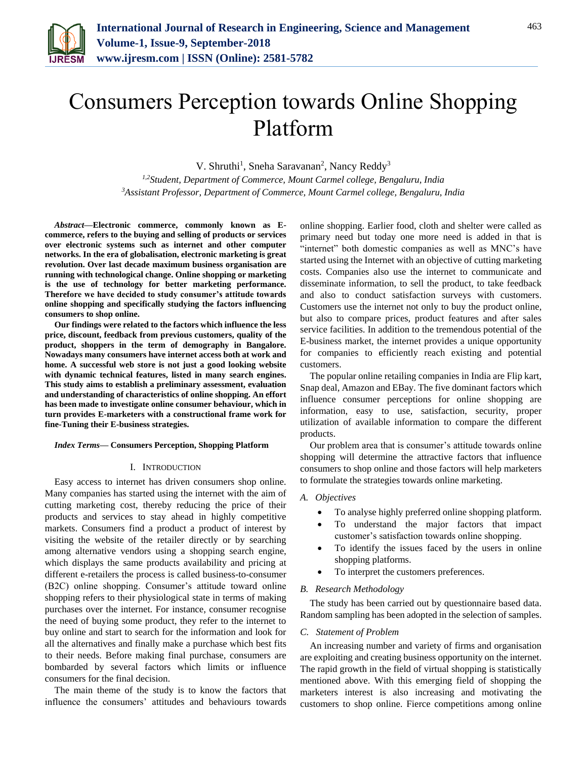# Consumers Perception towards Online Shopping Platform

V. Shruthi[1], Sneha Saravanan[2], Nancy Reddy[3]

[1,2]*Student, Department of Commerce, Mount Carmel college, Bengaluru, India*
[3]*Assistant Professor, Department of Commerce, Mount Carmel college, Bengaluru, India*

***Abstract*—Electronic commerce, commonly known as E-commerce, refers to the buying and selling of products or services over electronic systems such as internet and other computer networks. In the era of globalisation, electronic marketing is great revolution. Over last decade maximum business organisation are running with technological change. Online shopping or marketing is the use of technology for better marketing performance. Therefore we have decided to study consumer's attitude towards online shopping and specifically studying the factors influencing consumers to shop online.**

**Our findings were related to the factors which influence the less price, discount, feedback from previous customers, quality of the product, shoppers in the term of demography in Bangalore. Nowadays many consumers have internet access both at work and home. A successful web store is not just a good looking website with dynamic technical features, listed in many search engines. This study aims to establish a preliminary assessment, evaluation and understanding of characteristics of online shopping. An effort has been made to investigate online consumer behaviour, which in turn provides E-marketers with a constructional frame work for fine-Tuning their E-business strategies.**

***Index Terms*— Consumers Perception, Shopping Platform**

## I. Introduction

Easy access to internet has driven consumers shop online. Many companies has started using the internet with the aim of cutting marketing cost, thereby reducing the price of their products and services to stay ahead in highly competitive markets. Consumers find a product a product of interest by visiting the website of the retailer directly or by searching among alternative vendors using a shopping search engine, which displays the same products availability and pricing at different e-retailers the process is called business-to-consumer (B2C) online shopping. Consumer's attitude toward online shopping refers to their physiological state in terms of making purchases over the internet. For instance, consumer recognise the need of buying some product, they refer to the internet to buy online and start to search for the information and look for all the alternatives and finally make a purchase which best fits to their needs. Before making final purchase, consumers are bombarded by several factors which limits or influence consumers for the final decision.

The main theme of the study is to know the factors that influence the consumers' attitudes and behaviours towards online shopping. Earlier food, cloth and shelter were called as primary need but today one more need is added in that is "internet" both domestic companies as well as MNC's have started using the Internet with an objective of cutting marketing costs. Companies also use the internet to communicate and disseminate information, to sell the product, to take feedback and also to conduct satisfaction surveys with customers. Customers use the internet not only to buy the product online, but also to compare prices, product features and after sales service facilities. In addition to the tremendous potential of the E-business market, the internet provides a unique opportunity for companies to efficiently reach existing and potential customers.

The popular online retailing companies in India are Flip kart, Snap deal, Amazon and EBay. The five dominant factors which influence consumer perceptions for online shopping are information, easy to use, satisfaction, security, proper utilization of available information to compare the different products.

Our problem area that is consumer's attitude towards online shopping will determine the attractive factors that influence consumers to shop online and those factors will help marketers to formulate the strategies towards online marketing.

### A. Objectives

- To analyse highly preferred online shopping platform.
- To understand the major factors that impact customer's satisfaction towards online shopping.
- To identify the issues faced by the users in online shopping platforms.
- To interpret the customers preferences.

### B. Research Methodology

The study has been carried out by questionnaire based data. Random sampling has been adopted in the selection of samples.

### C. Statement of Problem

An increasing number and variety of firms and organisation are exploiting and creating business opportunity on the internet. The rapid growth in the field of virtual shopping is statistically mentioned above. With this emerging field of shopping the marketers interest is also increasing and motivating the customers to shop online. Fierce competitions among online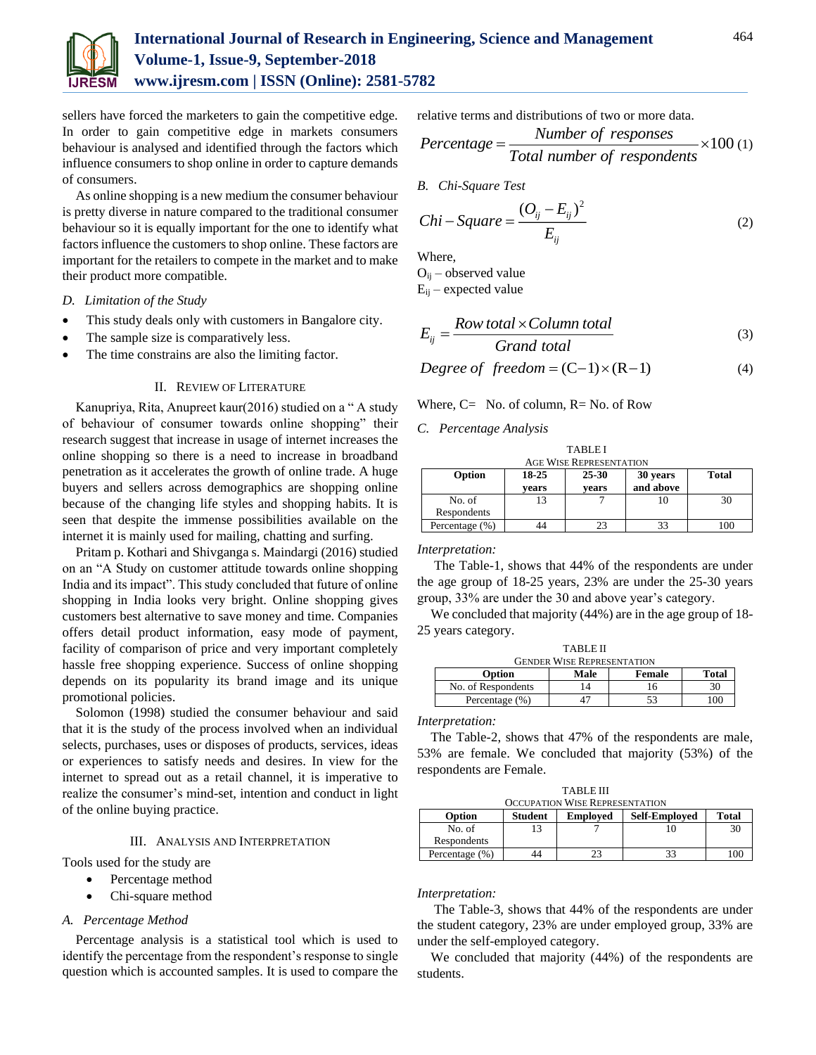sellers have forced the marketers to gain the competitive edge. In order to gain competitive edge in markets consumers behaviour is analysed and identified through the factors which influence consumers to shop online in order to capture demands of consumers.

As online shopping is a new medium the consumer behaviour is pretty diverse in nature compared to the traditional consumer behaviour so it is equally important for the one to identify what factors influence the customers to shop online. These factors are important for the retailers to compete in the market and to make their product more compatible.

### *D. Limitation of the Study*

- This study deals only with customers in Bangalore city.
- The sample size is comparatively less.
- The time constrains are also the limiting factor.

## II. Review of Literature

Kanupriya, Rita, Anupreet kaur(2016) studied on a " A study of behaviour of consumer towards online shopping" their research suggest that increase in usage of internet increases the online shopping so there is a need to increase in broadband penetration as it accelerates the growth of online trade. A huge buyers and sellers across demographics are shopping online because of the changing life styles and shopping habits. It is seen that despite the immense possibilities available on the internet it is mainly used for mailing, chatting and surfing.

Pritam p. Kothari and Shivganga s. Maindargi (2016) studied on an "A Study on customer attitude towards online shopping India and its impact". This study concluded that future of online shopping in India looks very bright. Online shopping gives customers best alternative to save money and time. Companies offers detail product information, easy mode of payment, facility of comparison of price and very important completely hassle free shopping experience. Success of online shopping depends on its popularity its brand image and its unique promotional policies.

Solomon (1998) studied the consumer behaviour and said that it is the study of the process involved when an individual selects, purchases, uses or disposes of products, services, ideas or experiences to satisfy needs and desires. In view for the internet to spread out as a retail channel, it is imperative to realize the consumer's mind-set, intention and conduct in light of the online buying practice.

## III. Analysis and Interpretation

Tools used for the study are

- Percentage method
- Chi-square method

### *A. Percentage Method*

Percentage analysis is a statistical tool which is used to identify the percentage from the respondent's response to single question which is accounted samples. It is used to compare the relative terms and distributions of two or more data.

$$Percentage = \frac{Number\ of\ responses}{Total\ number\ of\ respondents} \times 100 \quad (1)$$

### *B. Chi-Square Test*

$$Chi-Square = \frac{(O_{ij} - E_{ij})^2}{E_{ij}} \quad (2)$$

Where,
$O_{ij}$ – observed value
$E_{ij}$ – expected value

$$E_{ij} = \frac{Row\ total \times Column\ total}{Grand\ total} \quad (3)$$

$$Degree\ of\ \ freedom = (C-1) \times (R-1) \quad (4)$$

Where, C= No. of column, R= No. of Row

### *C. Percentage Analysis*

TABLE I
AGE WISE REPRESENTATION

| Option | 18-25 years | 25-30 years | 30 years and above | Total |
|---|---|---|---|---|
| No. of Respondents | 13 | 7 | 10 | 30 |
| Percentage (%) | 44 | 23 | 33 | 100 |

*Interpretation:*

The Table-1, shows that 44% of the respondents are under the age group of 18-25 years, 23% are under the 25-30 years group, 33% are under the 30 and above year's category.

We concluded that majority (44%) are in the age group of 18-25 years category.

TABLE II
GENDER WISE REPRESENTATION

| Option | Male | Female | Total |
|---|---|---|---|
| No. of Respondents | 14 | 16 | 30 |
| Percentage (%) | 47 | 53 | 100 |

*Interpretation:*

The Table-2, shows that 47% of the respondents are male, 53% are female. We concluded that majority (53%) of the respondents are Female.

TABLE III
OCCUPATION WISE REPRESENTATION

| Option | Student | Employed | Self-Employed | Total |
|---|---|---|---|---|
| No. of Respondents | 13 | 7 | 10 | 30 |
| Percentage (%) | 44 | 23 | 33 | 100 |

*Interpretation:*

The Table-3, shows that 44% of the respondents are under the student category, 23% are under employed group, 33% are under the self-employed category.

We concluded that majority (44%) of the respondents are students.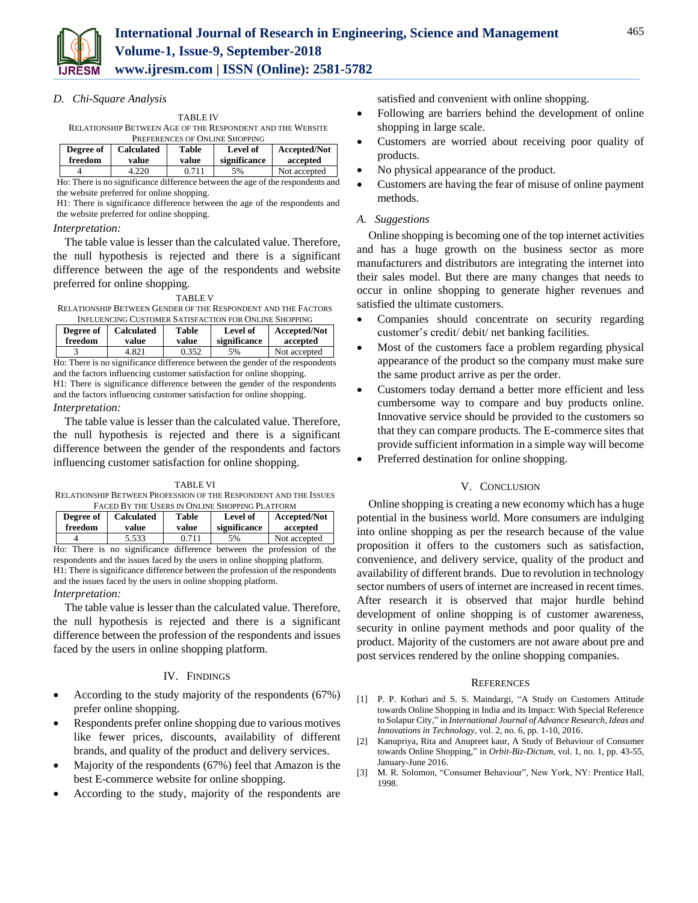### D. Chi-Square Analysis

TABLE IV
RELATIONSHIP BETWEEN AGE OF THE RESPONDENT AND THE WEBSITE PREFERENCES OF ONLINE SHOPPING

| Degree of freedom | Calculated value | Table value | Level of significance | Accepted/Not accepted |
|---|---|---|---|---|
| 4 | 4.220 | 0.711 | 5% | Not accepted |

Ho: There is no significance difference between the age of the respondents and the website preferred for online shopping.
H1: There is significance difference between the age of the respondents and the website preferred for online shopping.

*Interpretation:*

The table value is lesser than the calculated value. Therefore, the null hypothesis is rejected and there is a significant difference between the age of the respondents and website preferred for online shopping.

TABLE V
RELATIONSHIP BETWEEN GENDER OF THE RESPONDENT AND THE FACTORS INFLUENCING CUSTOMER SATISFACTION FOR ONLINE SHOPPING

| Degree of freedom | Calculated value | Table value | Level of significance | Accepted/Not accepted |
|---|---|---|---|---|
| 3 | 4.821 | 0.352 | 5% | Not accepted |

Ho: There is no significance difference between the gender of the respondents and the factors influencing customer satisfaction for online shopping.
H1: There is significance difference between the gender of the respondents and the factors influencing customer satisfaction for online shopping.

*Interpretation:*

The table value is lesser than the calculated value. Therefore, the null hypothesis is rejected and there is a significant difference between the gender of the respondents and factors influencing customer satisfaction for online shopping.

TABLE VI
RELATIONSHIP BETWEEN PROFESSION OF THE RESPONDENT AND THE ISSUES FACED BY THE USERS IN ONLINE SHOPPING PLATFORM

| Degree of freedom | Calculated value | Table value | Level of significance | Accepted/Not accepted |
|---|---|---|---|---|
| 4 | 5.533 | 0.711 | 5% | Not accepted |

Ho: There is no significance difference between the profession of the respondents and the issues faced by the users in online shopping platform.
H1: There is significance difference between the profession of the respondents and the issues faced by the users in online shopping platform.

*Interpretation:*

The table value is lesser than the calculated value. Therefore, the null hypothesis is rejected and there is a significant difference between the profession of the respondents and issues faced by the users in online shopping platform.

## IV. FINDINGS

- According to the study majority of the respondents (67%) prefer online shopping.
- Respondents prefer online shopping due to various motives like fewer prices, discounts, availability of different brands, and quality of the product and delivery services.
- Majority of the respondents (67%) feel that Amazon is the best E-commerce website for online shopping.
- According to the study, majority of the respondents are satisfied and convenient with online shopping.
- Following are barriers behind the development of online shopping in large scale.
- Customers are worried about receiving poor quality of products.
- No physical appearance of the product.
- Customers are having the fear of misuse of online payment methods.

### A. Suggestions

Online shopping is becoming one of the top internet activities and has a huge growth on the business sector as more manufacturers and distributors are integrating the internet into their sales model. But there are many changes that needs to occur in online shopping to generate higher revenues and satisfied the ultimate customers.

- Companies should concentrate on security regarding customer's credit/ debit/ net banking facilities.
- Most of the customers face a problem regarding physical appearance of the product so the company must make sure the same product arrive as per the order.
- Customers today demand a better more efficient and less cumbersome way to compare and buy products online. Innovative service should be provided to the customers so that they can compare products. The E-commerce sites that provide sufficient information in a simple way will become
- Preferred destination for online shopping.

## V. CONCLUSION

Online shopping is creating a new economy which has a huge potential in the business world. More consumers are indulging into online shopping as per the research because of the value proposition it offers to the customers such as satisfaction, convenience, and delivery service, quality of the product and availability of different brands. Due to revolution in technology sector numbers of users of internet are increased in recent times. After research it is observed that major hurdle behind development of online shopping is of customer awareness, security in online payment methods and poor quality of the product. Majority of the customers are not aware about pre and post services rendered by the online shopping companies.

## REFERENCES

[1] P. P. Kothari and S. S. Maindargi, "A Study on Customers Attitude towards Online Shopping in India and its Impact: With Special Reference to Solapur City," in *International Journal of Advance Research, Ideas and Innovations in Technology*, vol. 2, no. 6, pp. 1-10, 2016.

[2] Kanupriya, Rita and Anupreet kaur, A Study of Behaviour of Consumer towards Online Shopping," in *Orbit-Biz-Dictum*, vol. 1, no. 1, pp. 43-55, January-June 2016.

[3] M. R. Solomon, "Consumer Behaviour", New York, NY: Prentice Hall, 1998.